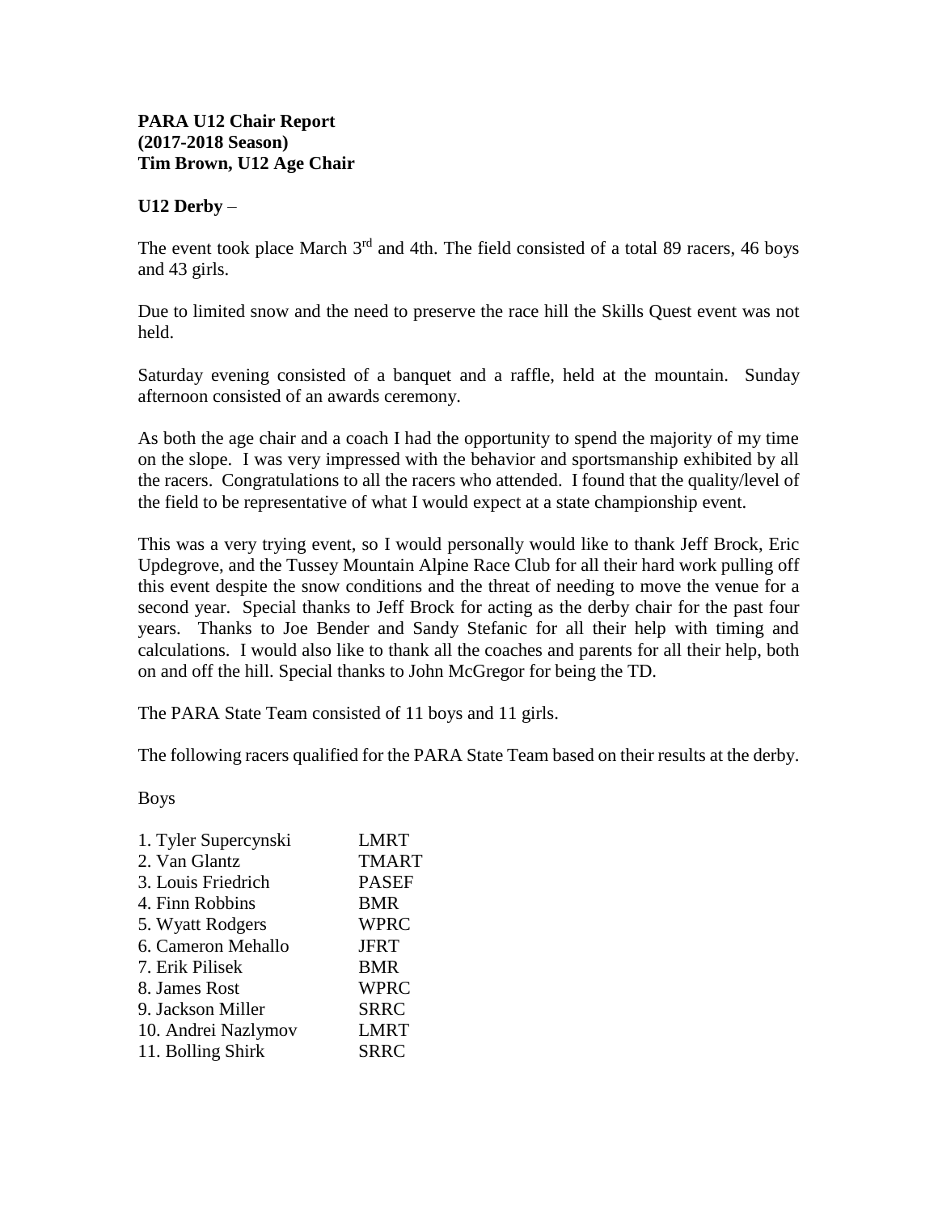**PARA U12 Chair Report**
**(2017-2018 Season)**
**Tim Brown, U12 Age Chair**

**U12 Derby** –

The event took place March 3rd and 4th. The field consisted of a total 89 racers, 46 boys and 43 girls.

Due to limited snow and the need to preserve the race hill the Skills Quest event was not held.

Saturday evening consisted of a banquet and a raffle, held at the mountain. Sunday afternoon consisted of an awards ceremony.

As both the age chair and a coach I had the opportunity to spend the majority of my time on the slope. I was very impressed with the behavior and sportsmanship exhibited by all the racers. Congratulations to all the racers who attended. I found that the quality/level of the field to be representative of what I would expect at a state championship event.

This was a very trying event, so I would personally would like to thank Jeff Brock, Eric Updegrove, and the Tussey Mountain Alpine Race Club for all their hard work pulling off this event despite the snow conditions and the threat of needing to move the venue for a second year. Special thanks to Jeff Brock for acting as the derby chair for the past four years. Thanks to Joe Bender and Sandy Stefanic for all their help with timing and calculations. I would also like to thank all the coaches and parents for all their help, both on and off the hill. Special thanks to John McGregor for being the TD.

The PARA State Team consisted of 11 boys and 11 girls.

The following racers qualified for the PARA State Team based on their results at the derby.

Boys

| | |
|---|---|
| 1. Tyler Supercynski | LMRT |
| 2. Van Glantz | TMART |
| 3. Louis Friedrich | PASEF |
| 4. Finn Robbins | BMR |
| 5. Wyatt Rodgers | WPRC |
| 6. Cameron Mehallo | JFRT |
| 7. Erik Pilisek | BMR |
| 8. James Rost | WPRC |
| 9. Jackson Miller | SRRC |
| 10. Andrei Nazlymov | LMRT |
| 11. Bolling Shirk | SRRC |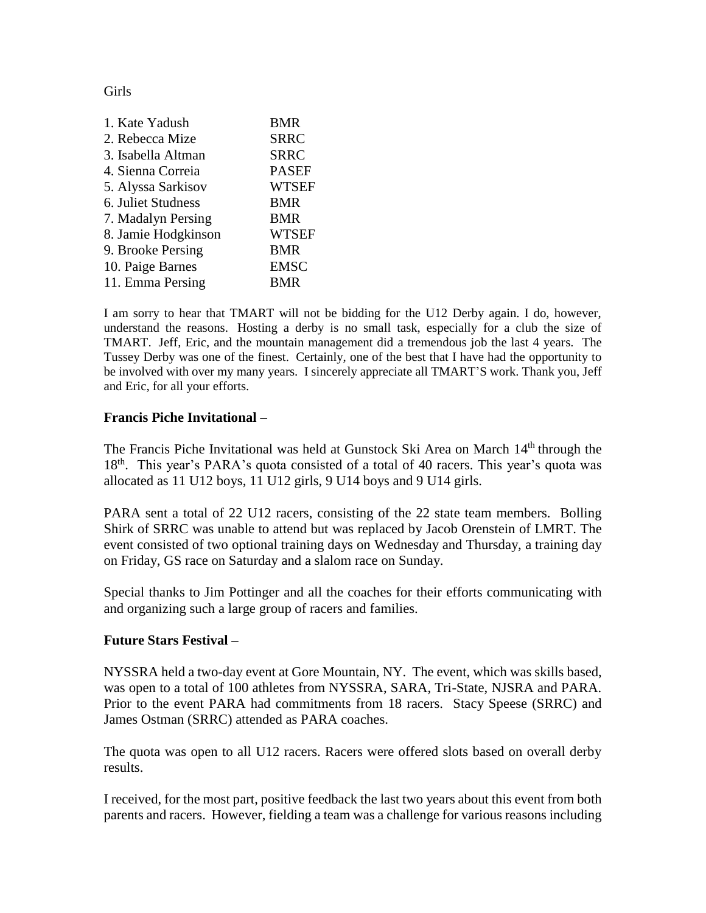Girls

| | |
|---|---|
| 1. Kate Yadush | BMR |
| 2. Rebecca Mize | SRRC |
| 3. Isabella Altman | SRRC |
| 4. Sienna Correia | PASEF |
| 5. Alyssa Sarkisov | WTSEF |
| 6. Juliet Studness | BMR |
| 7. Madalyn Persing | BMR |
| 8. Jamie Hodgkinson | WTSEF |
| 9. Brooke Persing | BMR |
| 10. Paige Barnes | EMSC |
| 11. Emma Persing | BMR |

I am sorry to hear that TMART will not be bidding for the U12 Derby again. I do, however, understand the reasons. Hosting a derby is no small task, especially for a club the size of TMART. Jeff, Eric, and the mountain management did a tremendous job the last 4 years. The Tussey Derby was one of the finest. Certainly, one of the best that I have had the opportunity to be involved with over my many years. I sincerely appreciate all TMART'S work. Thank you, Jeff and Eric, for all your efforts.

**Francis Piche Invitational** –

The Francis Piche Invitational was held at Gunstock Ski Area on March 14th through the 18th. This year's PARA's quota consisted of a total of 40 racers. This year's quota was allocated as 11 U12 boys, 11 U12 girls, 9 U14 boys and 9 U14 girls.

PARA sent a total of 22 U12 racers, consisting of the 22 state team members. Bolling Shirk of SRRC was unable to attend but was replaced by Jacob Orenstein of LMRT. The event consisted of two optional training days on Wednesday and Thursday, a training day on Friday, GS race on Saturday and a slalom race on Sunday.

Special thanks to Jim Pottinger and all the coaches for their efforts communicating with and organizing such a large group of racers and families.

**Future Stars Festival –**

NYSSRA held a two-day event at Gore Mountain, NY. The event, which was skills based, was open to a total of 100 athletes from NYSSRA, SARA, Tri-State, NJSRA and PARA. Prior to the event PARA had commitments from 18 racers. Stacy Speese (SRRC) and James Ostman (SRRC) attended as PARA coaches.

The quota was open to all U12 racers. Racers were offered slots based on overall derby results.

I received, for the most part, positive feedback the last two years about this event from both parents and racers. However, fielding a team was a challenge for various reasons including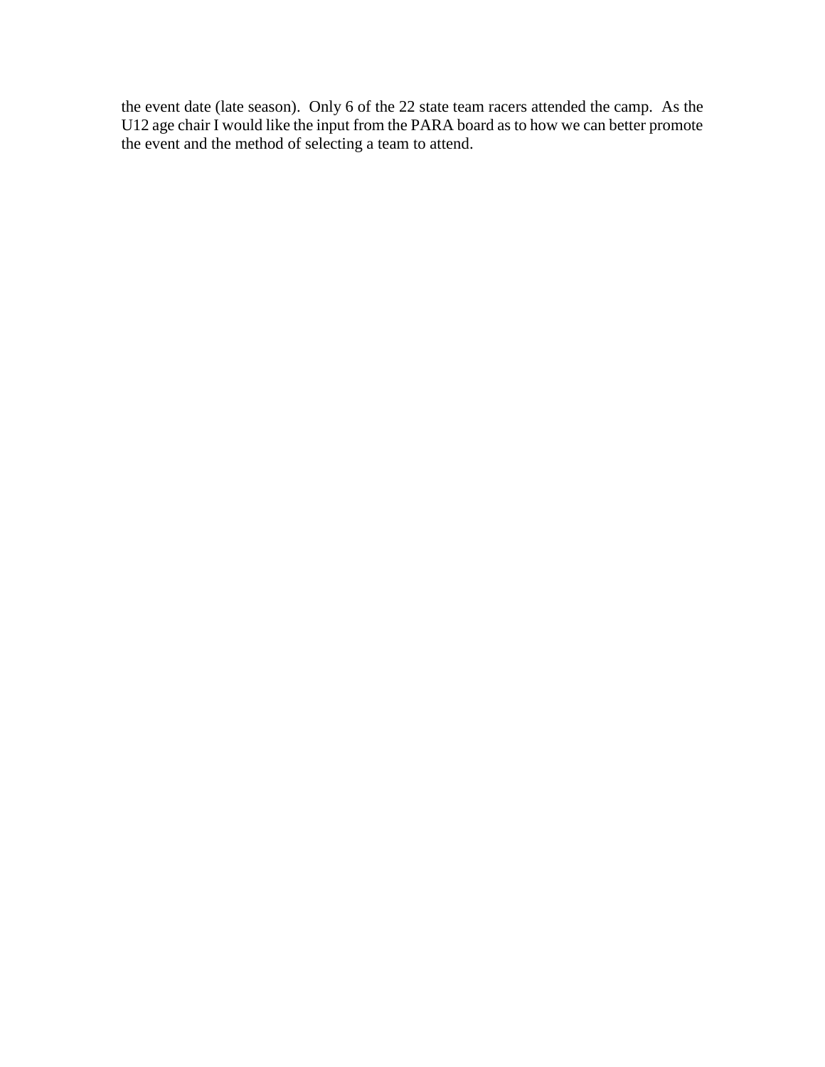the event date (late season). Only 6 of the 22 state team racers attended the camp. As the U12 age chair I would like the input from the PARA board as to how we can better promote the event and the method of selecting a team to attend.